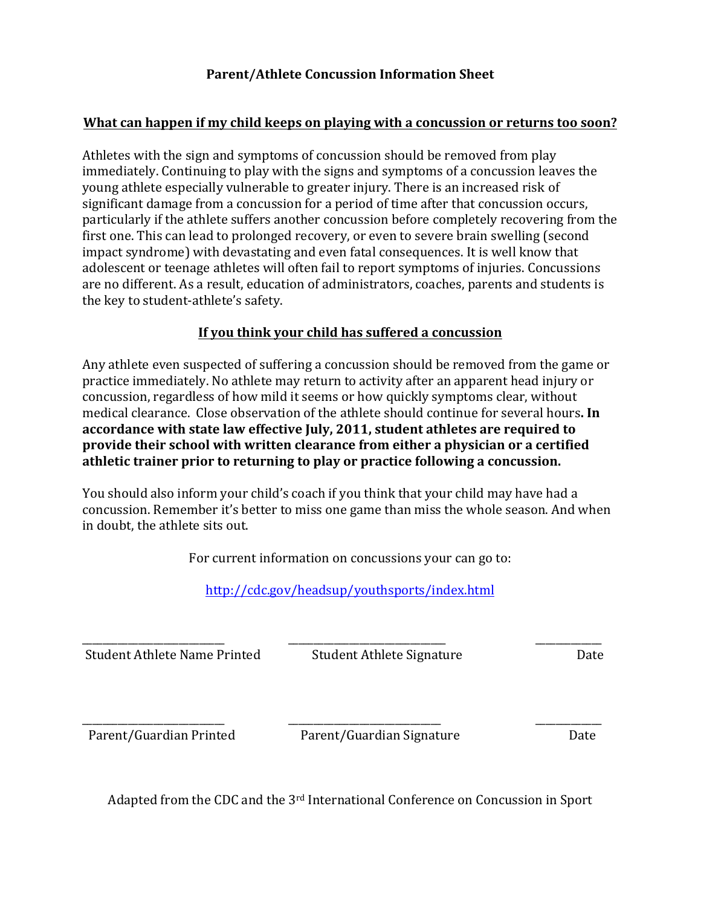## Parent/Athlete Concussion Information Sheet

### What can happen if my child keeps on playing with a concussion or returns too soon?

Athletes with the sign and symptoms of concussion should be removed from play immediately. Continuing to play with the signs and symptoms of a concussion leaves the young athlete especially vulnerable to greater injury. There is an increased risk of significant damage from a concussion for a period of time after that concussion occurs, particularly if the athlete suffers another concussion before completely recovering from the first one. This can lead to prolonged recovery, or even to severe brain swelling (second impact syndrome) with devastating and even fatal consequences. It is well know that adolescent or teenage athletes will often fail to report symptoms of injuries. Concussions are no different. As a result, education of administrators, coaches, parents and students is the key to student-athlete's safety.

### If you think your child has suffered a concussion

Any athlete even suspected of suffering a concussion should be removed from the game or practice immediately. No athlete may return to activity after an apparent head injury or concussion, regardless of how mild it seems or how quickly symptoms clear, without medical clearance. Close observation of the athlete should continue for several hours**. In accordance with state law effective July, 2011, student athletes are required to provide their school with written clearance from either a physician or a certified athletic trainer prior to returning to play or practice following a concussion.**

You should also inform your child's coach if you think that your child may have had a concussion. Remember it's better to miss one game than miss the whole season. And when in doubt, the athlete sits out.

For current information on concussions your can go to:

http://cdc.gov/headsup/youthsports/index.html

| _________________________ | _____________________________ | ____________ |
|---|---|---|
| Student Athlete Name Printed | Student Athlete Signature | Date |

| _________________________ | ____________________________ | ____________ |
|---|---|---|
| Parent/Guardian Printed | Parent/Guardian Signature | Date |

Adapted from the CDC and the 3rd International Conference on Concussion in Sport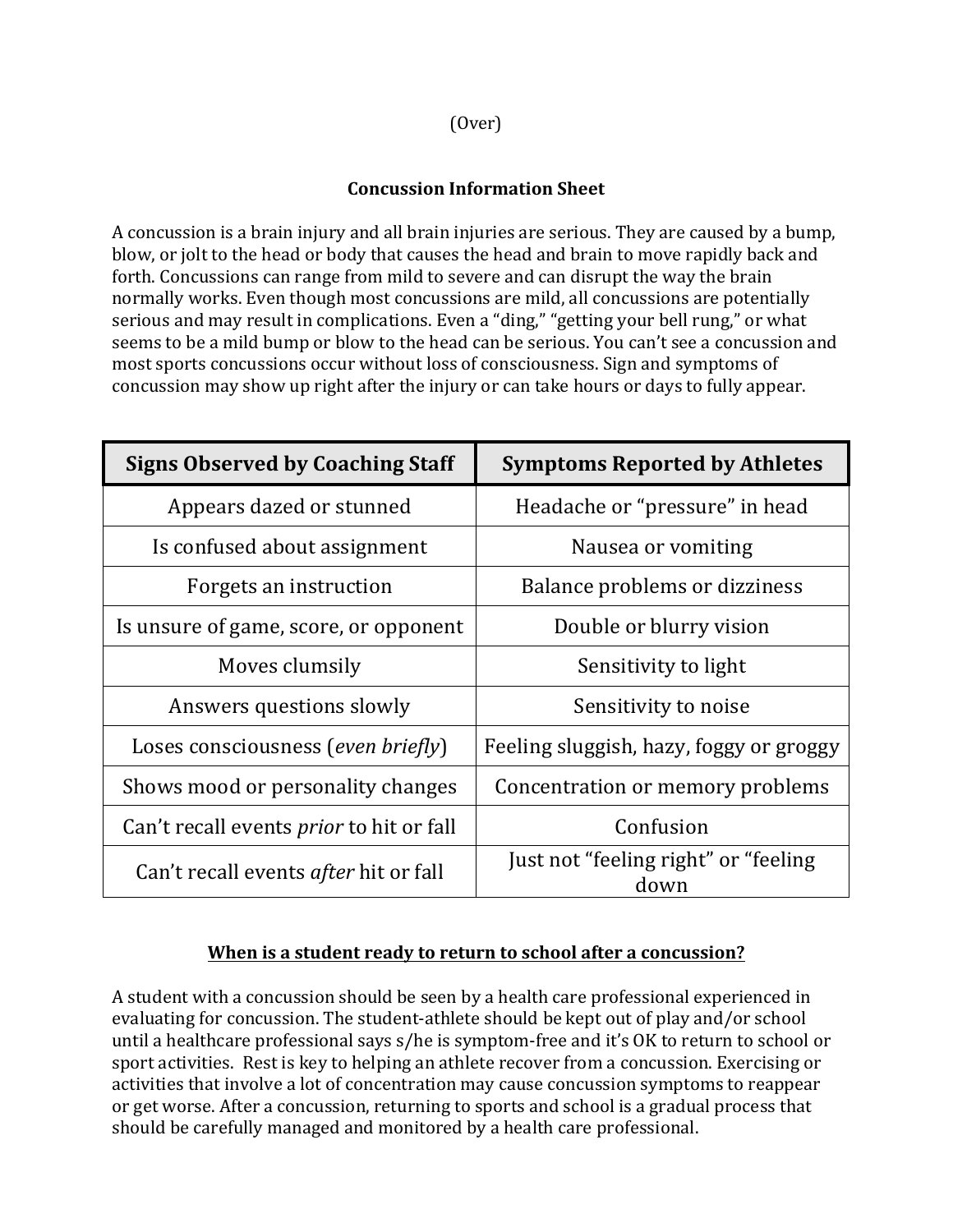(Over)

**Concussion Information Sheet**

A concussion is a brain injury and all brain injuries are serious. They are caused by a bump, blow, or jolt to the head or body that causes the head and brain to move rapidly back and forth. Concussions can range from mild to severe and can disrupt the way the brain normally works. Even though most concussions are mild, all concussions are potentially serious and may result in complications. Even a "ding," "getting your bell rung," or what seems to be a mild bump or blow to the head can be serious. You can't see a concussion and most sports concussions occur without loss of consciousness. Sign and symptoms of concussion may show up right after the injury or can take hours or days to fully appear.

| Signs Observed by Coaching Staff | Symptoms Reported by Athletes |
|---|---|
| Appears dazed or stunned | Headache or "pressure" in head |
| Is confused about assignment | Nausea or vomiting |
| Forgets an instruction | Balance problems or dizziness |
| Is unsure of game, score, or opponent | Double or blurry vision |
| Moves clumsily | Sensitivity to light |
| Answers questions slowly | Sensitivity to noise |
| Loses consciousness (*even briefly*) | Feeling sluggish, hazy, foggy or groggy |
| Shows mood or personality changes | Concentration or memory problems |
| Can't recall events *prior* to hit or fall | Confusion |
| Can't recall events *after* hit or fall | Just not "feeling right" or "feeling down |

**When is a student ready to return to school after a concussion?**

A student with a concussion should be seen by a health care professional experienced in evaluating for concussion. The student-athlete should be kept out of play and/or school until a healthcare professional says s/he is symptom-free and it's OK to return to school or sport activities. Rest is key to helping an athlete recover from a concussion. Exercising or activities that involve a lot of concentration may cause concussion symptoms to reappear or get worse. After a concussion, returning to sports and school is a gradual process that should be carefully managed and monitored by a health care professional.